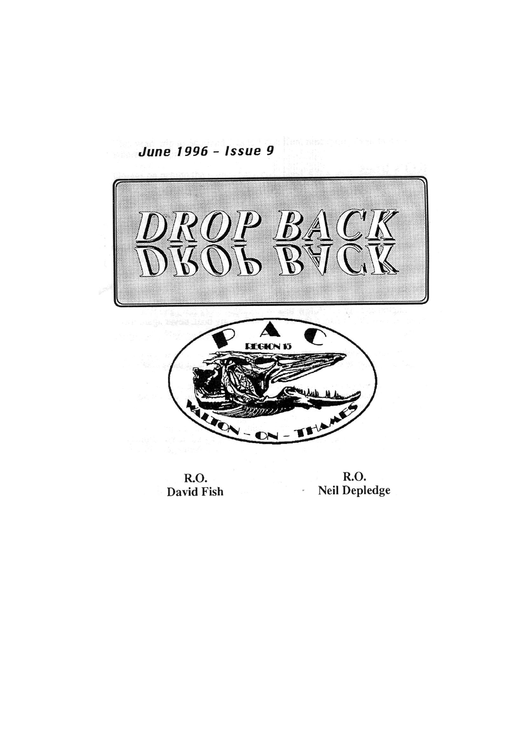*June 1996 - Issue 9*

# DROP BACK

P A C
REGION 15
WALTON - ON - THAMES

R.O.
David Fish

R.O.
Neil Depledge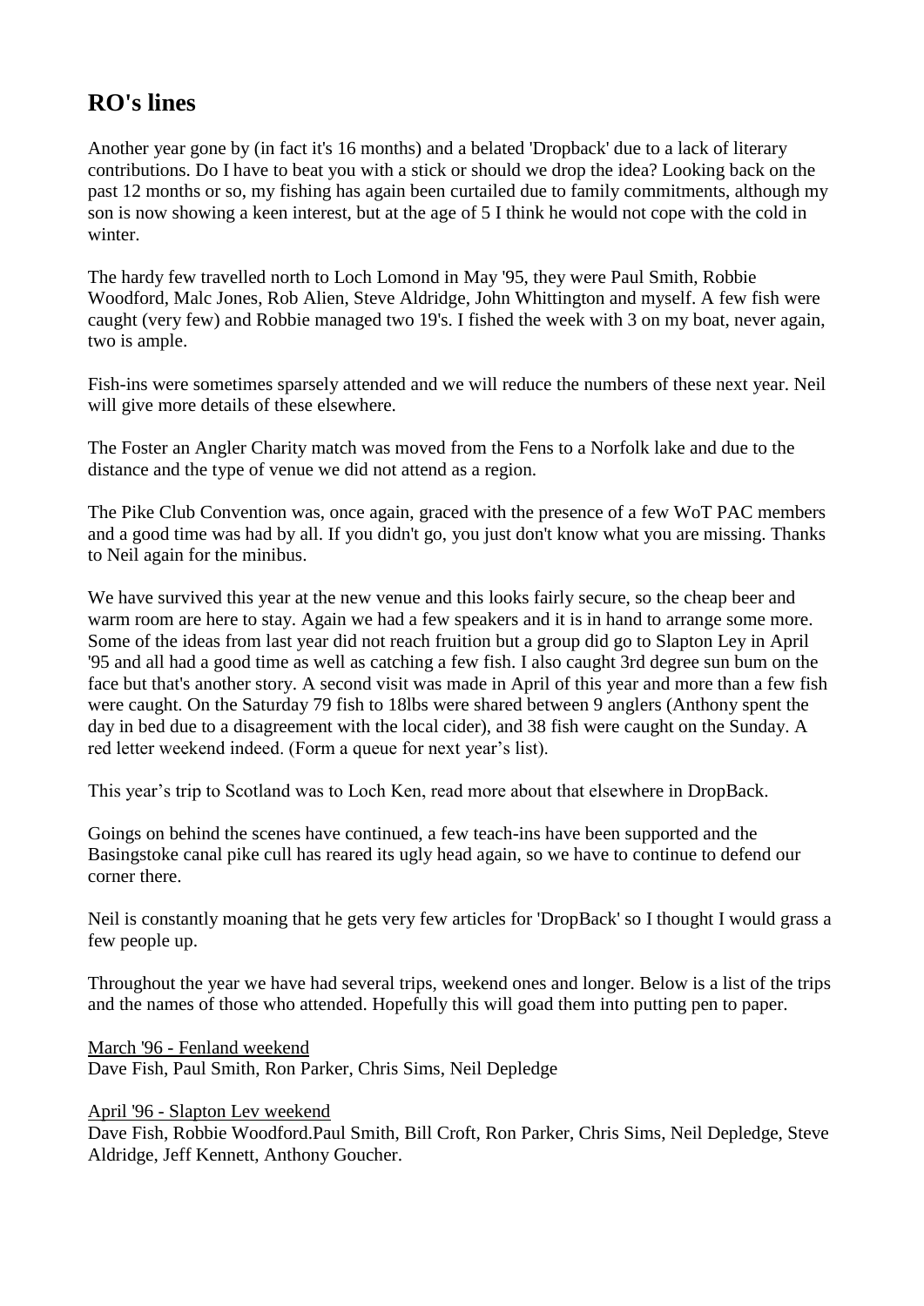## RO's lines

Another year gone by (in fact it's 16 months) and a belated 'Dropback' due to a lack of literary contributions. Do I have to beat you with a stick or should we drop the idea? Looking back on the past 12 months or so, my fishing has again been curtailed due to family commitments, although my son is now showing a keen interest, but at the age of 5 I think he would not cope with the cold in winter.

The hardy few travelled north to Loch Lomond in May '95, they were Paul Smith, Robbie Woodford, Malc Jones, Rob Alien, Steve Aldridge, John Whittington and myself. A few fish were caught (very few) and Robbie managed two 19's. I fished the week with 3 on my boat, never again, two is ample.

Fish-ins were sometimes sparsely attended and we will reduce the numbers of these next year. Neil will give more details of these elsewhere.

The Foster an Angler Charity match was moved from the Fens to a Norfolk lake and due to the distance and the type of venue we did not attend as a region.

The Pike Club Convention was, once again, graced with the presence of a few WoT PAC members and a good time was had by all. If you didn't go, you just don't know what you are missing. Thanks to Neil again for the minibus.

We have survived this year at the new venue and this looks fairly secure, so the cheap beer and warm room are here to stay. Again we had a few speakers and it is in hand to arrange some more. Some of the ideas from last year did not reach fruition but a group did go to Slapton Ley in April '95 and all had a good time as well as catching a few fish. I also caught 3rd degree sun bum on the face but that's another story. A second visit was made in April of this year and more than a few fish were caught. On the Saturday 79 fish to 18lbs were shared between 9 anglers (Anthony spent the day in bed due to a disagreement with the local cider), and 38 fish were caught on the Sunday. A red letter weekend indeed. (Form a queue for next year's list).

This year's trip to Scotland was to Loch Ken, read more about that elsewhere in DropBack.

Goings on behind the scenes have continued, a few teach-ins have been supported and the Basingstoke canal pike cull has reared its ugly head again, so we have to continue to defend our corner there.

Neil is constantly moaning that he gets very few articles for 'DropBack' so I thought I would grass a few people up.

Throughout the year we have had several trips, weekend ones and longer. Below is a list of the trips and the names of those who attended. Hopefully this will goad them into putting pen to paper.

March '96 - Fenland weekend
Dave Fish, Paul Smith, Ron Parker, Chris Sims, Neil Depledge

April '96 - Slapton Lev weekend
Dave Fish, Robbie Woodford.Paul Smith, Bill Croft, Ron Parker, Chris Sims, Neil Depledge, Steve Aldridge, Jeff Kennett, Anthony Goucher.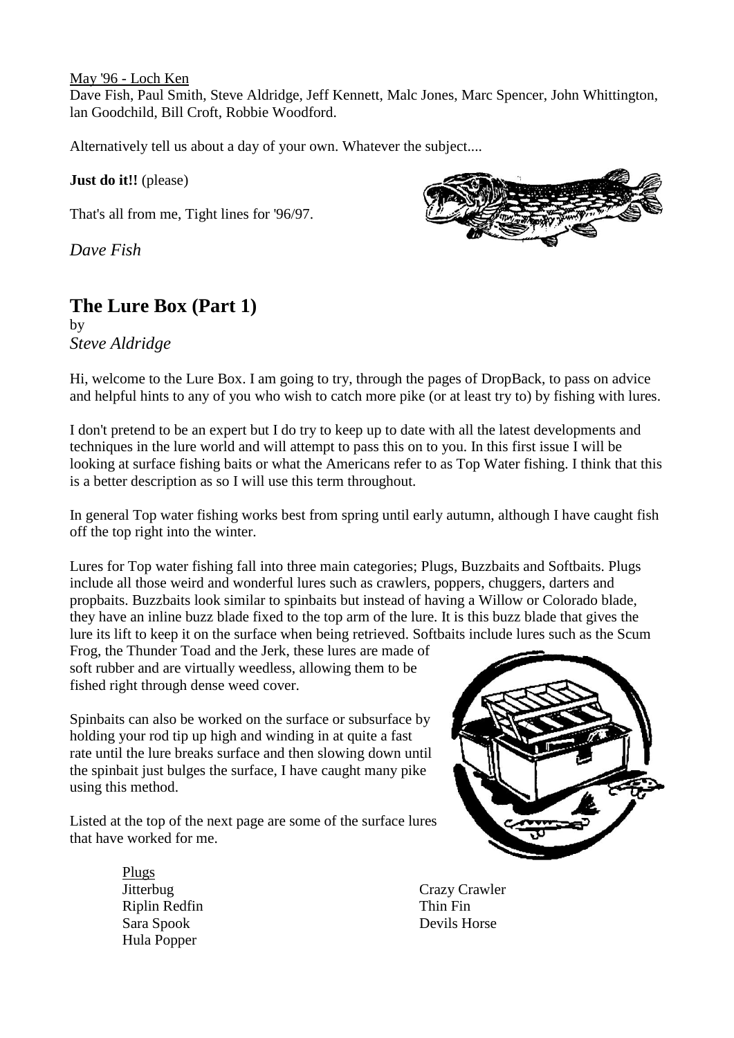May '96 - Loch Ken

Dave Fish, Paul Smith, Steve Aldridge, Jeff Kennett, Malc Jones, Marc Spencer, John Whittington, lan Goodchild, Bill Croft, Robbie Woodford.

Alternatively tell us about a day of your own. Whatever the subject....

**Just do it!!** (please)

That's all from me, Tight lines for '96/97.

*Dave Fish*

## The Lure Box (Part 1)

by
*Steve Aldridge*

Hi, welcome to the Lure Box. I am going to try, through the pages of DropBack, to pass on advice and helpful hints to any of you who wish to catch more pike (or at least try to) by fishing with lures.

I don't pretend to be an expert but I do try to keep up to date with all the latest developments and techniques in the lure world and will attempt to pass this on to you. In this first issue I will be looking at surface fishing baits or what the Americans refer to as Top Water fishing. I think that this is a better description as so I will use this term throughout.

In general Top water fishing works best from spring until early autumn, although I have caught fish off the top right into the winter.

Lures for Top water fishing fall into three main categories; Plugs, Buzzbaits and Softbaits. Plugs include all those weird and wonderful lures such as crawlers, poppers, chuggers, darters and propbaits. Buzzbaits look similar to spinbaits but instead of having a Willow or Colorado blade, they have an inline buzz blade fixed to the top arm of the lure. It is this buzz blade that gives the lure its lift to keep it on the surface when being retrieved. Softbaits include lures such as the Scum Frog, the Thunder Toad and the Jerk, these lures are made of soft rubber and are virtually weedless, allowing them to be fished right through dense weed cover.

Spinbaits can also be worked on the surface or subsurface by holding your rod tip up high and winding in at quite a fast rate until the lure breaks surface and then slowing down until the spinbait just bulges the surface, I have caught many pike using this method.

Listed at the top of the next page are some of the surface lures that have worked for me.

Plugs

- Jitterbug
- Riplin Redfin
- Sara Spook
- Hula Popper
- Crazy Crawler
- Thin Fin
- Devils Horse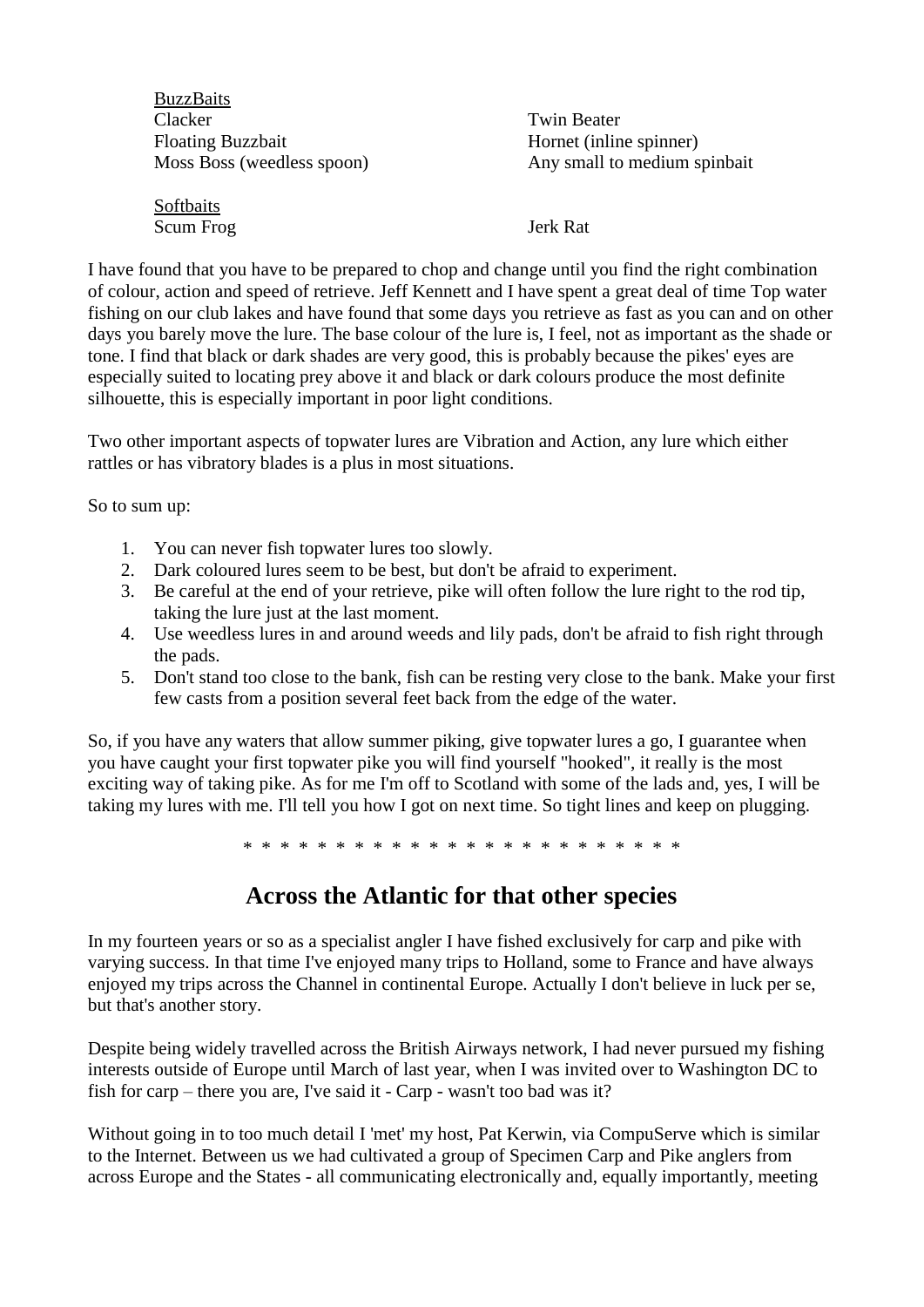<u>BuzzBaits</u>

| | |
|---|---|
| Clacker | Twin Beater |
| Floating Buzzbait | Hornet (inline spinner) |
| Moss Boss (weedless spoon) | Any small to medium spinbait |

<u>Softbaits</u>

| | |
|---|---|
| Scum Frog | Jerk Rat |

I have found that you have to be prepared to chop and change until you find the right combination of colour, action and speed of retrieve. Jeff Kennett and I have spent a great deal of time Top water fishing on our club lakes and have found that some days you retrieve as fast as you can and on other days you barely move the lure. The base colour of the lure is, I feel, not as important as the shade or tone. I find that black or dark shades are very good, this is probably because the pikes' eyes are especially suited to locating prey above it and black or dark colours produce the most definite silhouette, this is especially important in poor light conditions.

Two other important aspects of topwater lures are Vibration and Action, any lure which either rattles or has vibratory blades is a plus in most situations.

So to sum up:

1. You can never fish topwater lures too slowly.
2. Dark coloured lures seem to be best, but don't be afraid to experiment.
3. Be careful at the end of your retrieve, pike will often follow the lure right to the rod tip, taking the lure just at the last moment.
4. Use weedless lures in and around weeds and lily pads, don't be afraid to fish right through the pads.
5. Don't stand too close to the bank, fish can be resting very close to the bank. Make your first few casts from a position several feet back from the edge of the water.

So, if you have any waters that allow summer piking, give topwater lures a go, I guarantee when you have caught your first topwater pike you will find yourself "hooked", it really is the most exciting way of taking pike. As for me I'm off to Scotland with some of the lads and, yes, I will be taking my lures with me. I'll tell you how I got on next time. So tight lines and keep on plugging.

* * * * * * * * * * * * * * * * * * * * * * * * * *

## Across the Atlantic for that other species

In my fourteen years or so as a specialist angler I have fished exclusively for carp and pike with varying success. In that time I've enjoyed many trips to Holland, some to France and have always enjoyed my trips across the Channel in continental Europe. Actually I don't believe in luck per se, but that's another story.

Despite being widely travelled across the British Airways network, I had never pursued my fishing interests outside of Europe until March of last year, when I was invited over to Washington DC to fish for carp – there you are, I've said it - Carp - wasn't too bad was it?

Without going in to too much detail I 'met' my host, Pat Kerwin, via CompuServe which is similar to the Internet. Between us we had cultivated a group of Specimen Carp and Pike anglers from across Europe and the States - all communicating electronically and, equally importantly, meeting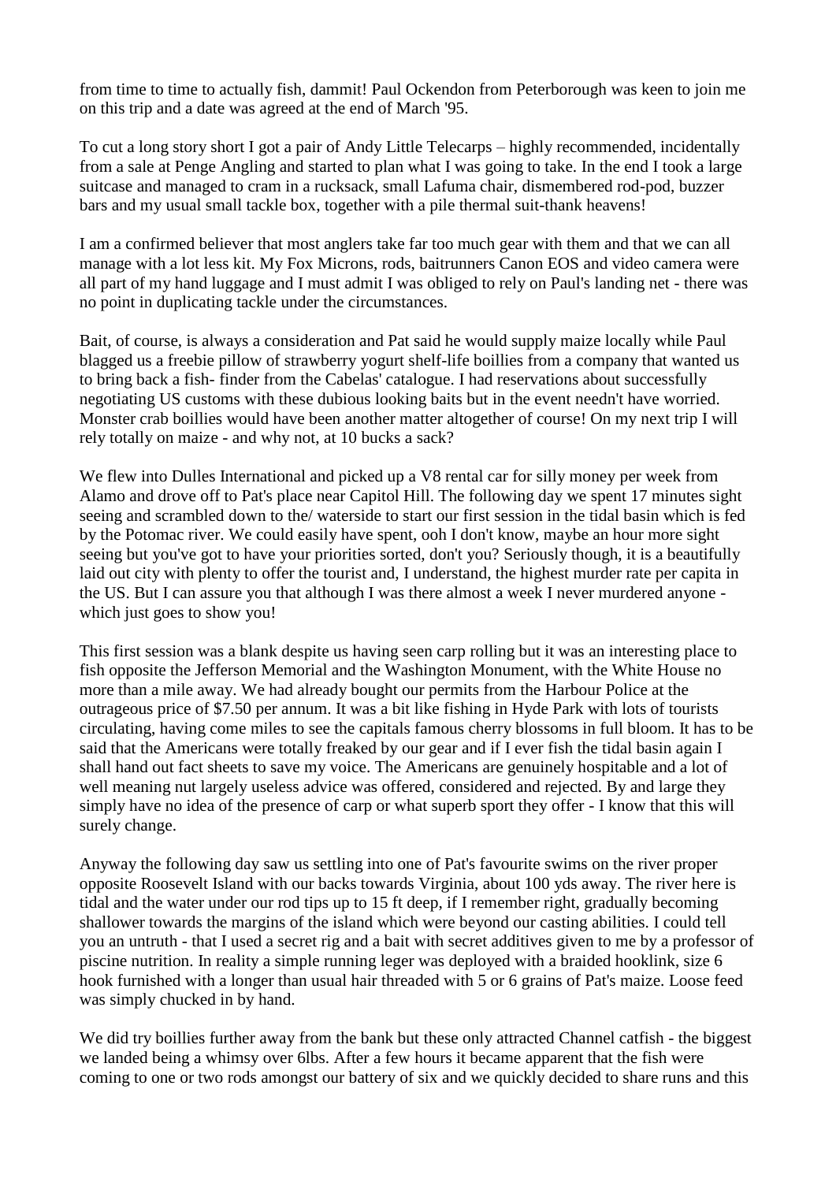from time to time to actually fish, dammit! Paul Ockendon from Peterborough was keen to join me on this trip and a date was agreed at the end of March '95.

To cut a long story short I got a pair of Andy Little Telecarps – highly recommended, incidentally from a sale at Penge Angling and started to plan what I was going to take. In the end I took a large suitcase and managed to cram in a rucksack, small Lafuma chair, dismembered rod-pod, buzzer bars and my usual small tackle box, together with a pile thermal suit-thank heavens!

I am a confirmed believer that most anglers take far too much gear with them and that we can all manage with a lot less kit. My Fox Microns, rods, baitrunners Canon EOS and video camera were all part of my hand luggage and I must admit I was obliged to rely on Paul's landing net - there was no point in duplicating tackle under the circumstances.

Bait, of course, is always a consideration and Pat said he would supply maize locally while Paul blagged us a freebie pillow of strawberry yogurt shelf-life boillies from a company that wanted us to bring back a fish- finder from the Cabelas' catalogue. I had reservations about successfully negotiating US customs with these dubious looking baits but in the event needn't have worried. Monster crab boillies would have been another matter altogether of course! On my next trip I will rely totally on maize - and why not, at 10 bucks a sack?

We flew into Dulles International and picked up a V8 rental car for silly money per week from Alamo and drove off to Pat's place near Capitol Hill. The following day we spent 17 minutes sight seeing and scrambled down to the/ waterside to start our first session in the tidal basin which is fed by the Potomac river. We could easily have spent, ooh I don't know, maybe an hour more sight seeing but you've got to have your priorities sorted, don't you? Seriously though, it is a beautifully laid out city with plenty to offer the tourist and, I understand, the highest murder rate per capita in the US. But I can assure you that although I was there almost a week I never murdered anyone - which just goes to show you!

This first session was a blank despite us having seen carp rolling but it was an interesting place to fish opposite the Jefferson Memorial and the Washington Monument, with the White House no more than a mile away. We had already bought our permits from the Harbour Police at the outrageous price of $7.50 per annum. It was a bit like fishing in Hyde Park with lots of tourists circulating, having come miles to see the capitals famous cherry blossoms in full bloom. It has to be said that the Americans were totally freaked by our gear and if I ever fish the tidal basin again I shall hand out fact sheets to save my voice. The Americans are genuinely hospitable and a lot of well meaning nut largely useless advice was offered, considered and rejected. By and large they simply have no idea of the presence of carp or what superb sport they offer - I know that this will surely change.

Anyway the following day saw us settling into one of Pat's favourite swims on the river proper opposite Roosevelt Island with our backs towards Virginia, about 100 yds away. The river here is tidal and the water under our rod tips up to 15 ft deep, if I remember right, gradually becoming shallower towards the margins of the island which were beyond our casting abilities. I could tell you an untruth - that I used a secret rig and a bait with secret additives given to me by a professor of piscine nutrition. In reality a simple running leger was deployed with a braided hooklink, size 6 hook furnished with a longer than usual hair threaded with 5 or 6 grains of Pat's maize. Loose feed was simply chucked in by hand.

We did try boillies further away from the bank but these only attracted Channel catfish - the biggest we landed being a whimsy over 6lbs. After a few hours it became apparent that the fish were coming to one or two rods amongst our battery of six and we quickly decided to share runs and this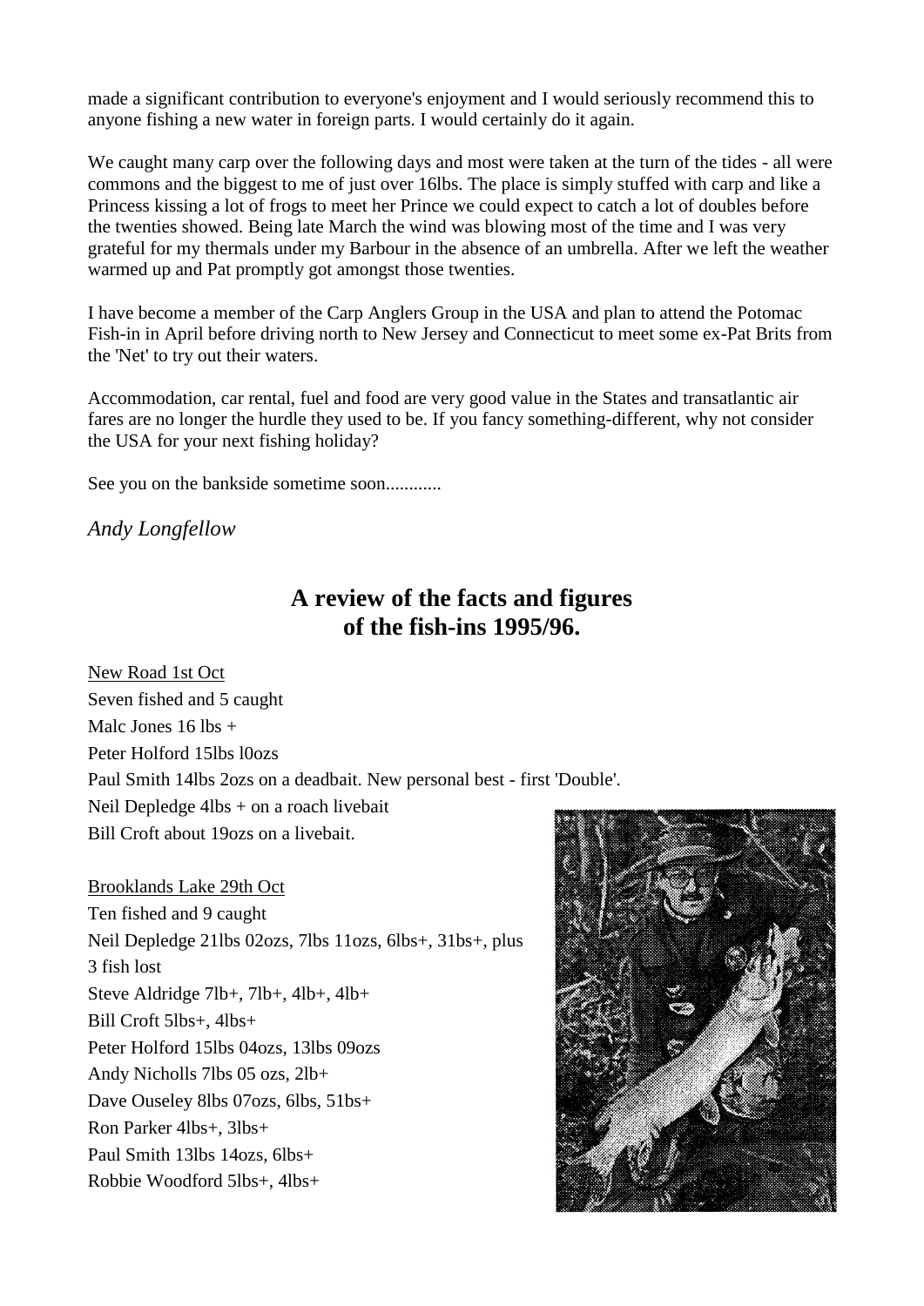made a significant contribution to everyone's enjoyment and I would seriously recommend this to anyone fishing a new water in foreign parts. I would certainly do it again.

We caught many carp over the following days and most were taken at the turn of the tides - all were commons and the biggest to me of just over 16lbs. The place is simply stuffed with carp and like a Princess kissing a lot of frogs to meet her Prince we could expect to catch a lot of doubles before the twenties showed. Being late March the wind was blowing most of the time and I was very grateful for my thermals under my Barbour in the absence of an umbrella. After we left the weather warmed up and Pat promptly got amongst those twenties.

I have become a member of the Carp Anglers Group in the USA and plan to attend the Potomac Fish-in in April before driving north to New Jersey and Connecticut to meet some ex-Pat Brits from the 'Net' to try out their waters.

Accommodation, car rental, fuel and food are very good value in the States and transatlantic air fares are no longer the hurdle they used to be. If you fancy something-different, why not consider the USA for your next fishing holiday?

See you on the bankside sometime soon............

*Andy Longfellow*

## A review of the facts and figures of the fish-ins 1995/96.

<u>New Road 1st Oct</u>

Seven fished and 5 caught

Malc Jones 16 lbs +

Peter Holford 15lbs l0ozs

Paul Smith 14lbs 2ozs on a deadbait. New personal best - first 'Double'.

Neil Depledge 4lbs + on a roach livebait

Bill Croft about 19ozs on a livebait.

<u>Brooklands Lake 29th Oct</u>

Ten fished and 9 caught

Neil Depledge 21lbs 02ozs, 7lbs 11ozs, 6lbs+, 31bs+, plus 3 fish lost

Steve Aldridge 7lb+, 7lb+, 4lb+, 4lb+

Bill Croft 5lbs+, 4lbs+

Peter Holford 15lbs 04ozs, 13lbs 09ozs

Andy Nicholls 7lbs 05 ozs, 2lb+

Dave Ouseley 8lbs 07ozs, 6lbs, 51bs+

Ron Parker 4lbs+, 3lbs+

Paul Smith 13lbs 14ozs, 6lbs+

Robbie Woodford 5lbs+, 4lbs+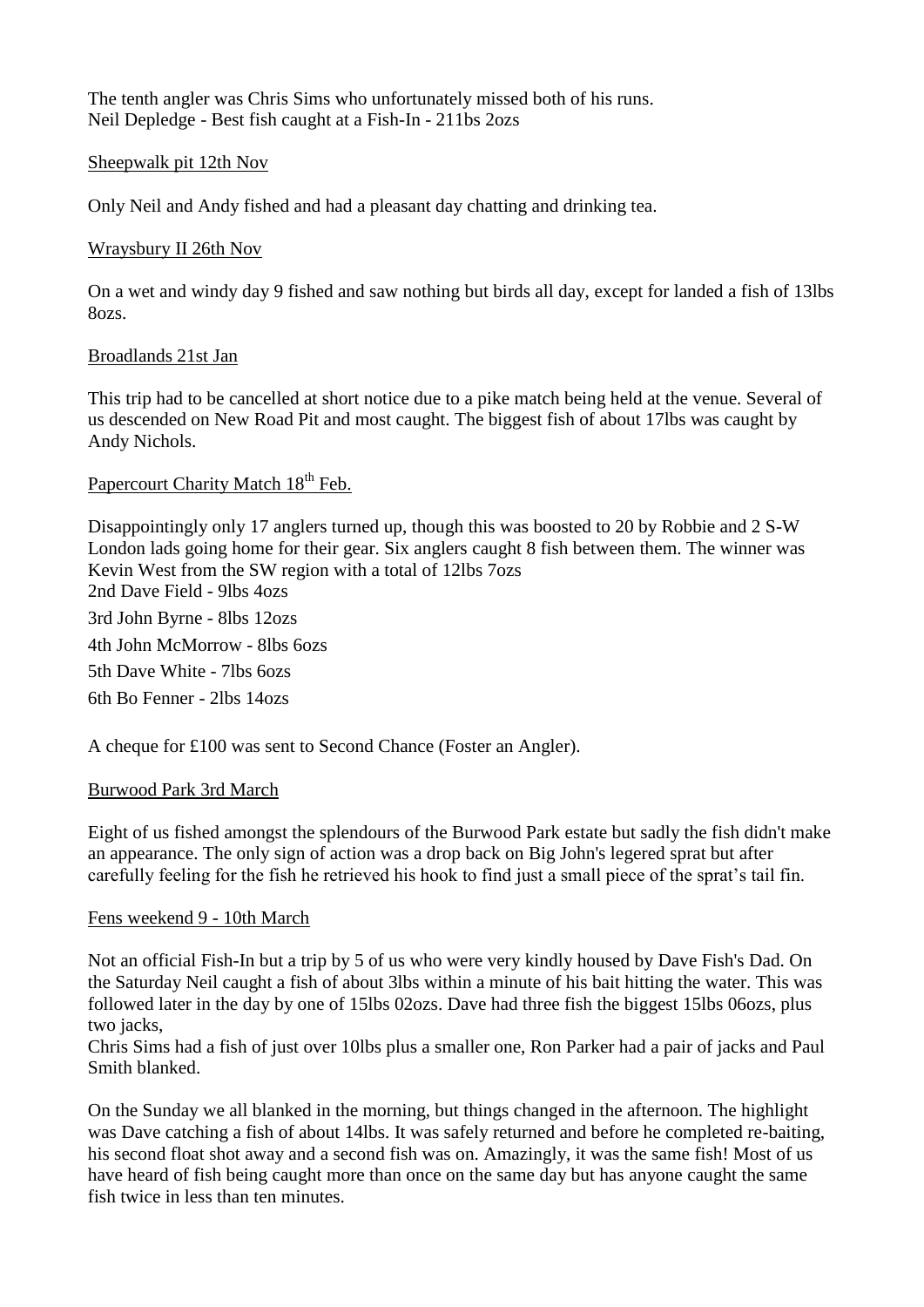The tenth angler was Chris Sims who unfortunately missed both of his runs.
Neil Depledge - Best fish caught at a Fish-In - 211bs 2ozs

Sheepwalk pit 12th Nov

Only Neil and Andy fished and had a pleasant day chatting and drinking tea.

Wraysbury II 26th Nov

On a wet and windy day 9 fished and saw nothing but birds all day, except for landed a fish of 13lbs 8ozs.

Broadlands 21st Jan

This trip had to be cancelled at short notice due to a pike match being held at the venue. Several of us descended on New Road Pit and most caught. The biggest fish of about 17lbs was caught by Andy Nichols.

Papercourt Charity Match 18th Feb.

Disappointingly only 17 anglers turned up, though this was boosted to 20 by Robbie and 2 S-W London lads going home for their gear. Six anglers caught 8 fish between them. The winner was Kevin West from the SW region with a total of 12lbs 7ozs
2nd Dave Field - 9lbs 4ozs
3rd John Byrne - 8lbs 12ozs
4th John McMorrow - 8lbs 6ozs
5th Dave White - 7lbs 6ozs
6th Bo Fenner - 2lbs 14ozs

A cheque for £100 was sent to Second Chance (Foster an Angler).

Burwood Park 3rd March

Eight of us fished amongst the splendours of the Burwood Park estate but sadly the fish didn't make an appearance. The only sign of action was a drop back on Big John's legered sprat but after carefully feeling for the fish he retrieved his hook to find just a small piece of the sprat's tail fin.

Fens weekend 9 - 10th March

Not an official Fish-In but a trip by 5 of us who were very kindly housed by Dave Fish's Dad. On the Saturday Neil caught a fish of about 3lbs within a minute of his bait hitting the water. This was followed later in the day by one of 15lbs 02ozs. Dave had three fish the biggest 15lbs 06ozs, plus two jacks,
Chris Sims had a fish of just over 10lbs plus a smaller one, Ron Parker had a pair of jacks and Paul Smith blanked.

On the Sunday we all blanked in the morning, but things changed in the afternoon. The highlight was Dave catching a fish of about 14lbs. It was safely returned and before he completed re-baiting, his second float shot away and a second fish was on. Amazingly, it was the same fish! Most of us have heard of fish being caught more than once on the same day but has anyone caught the same fish twice in less than ten minutes.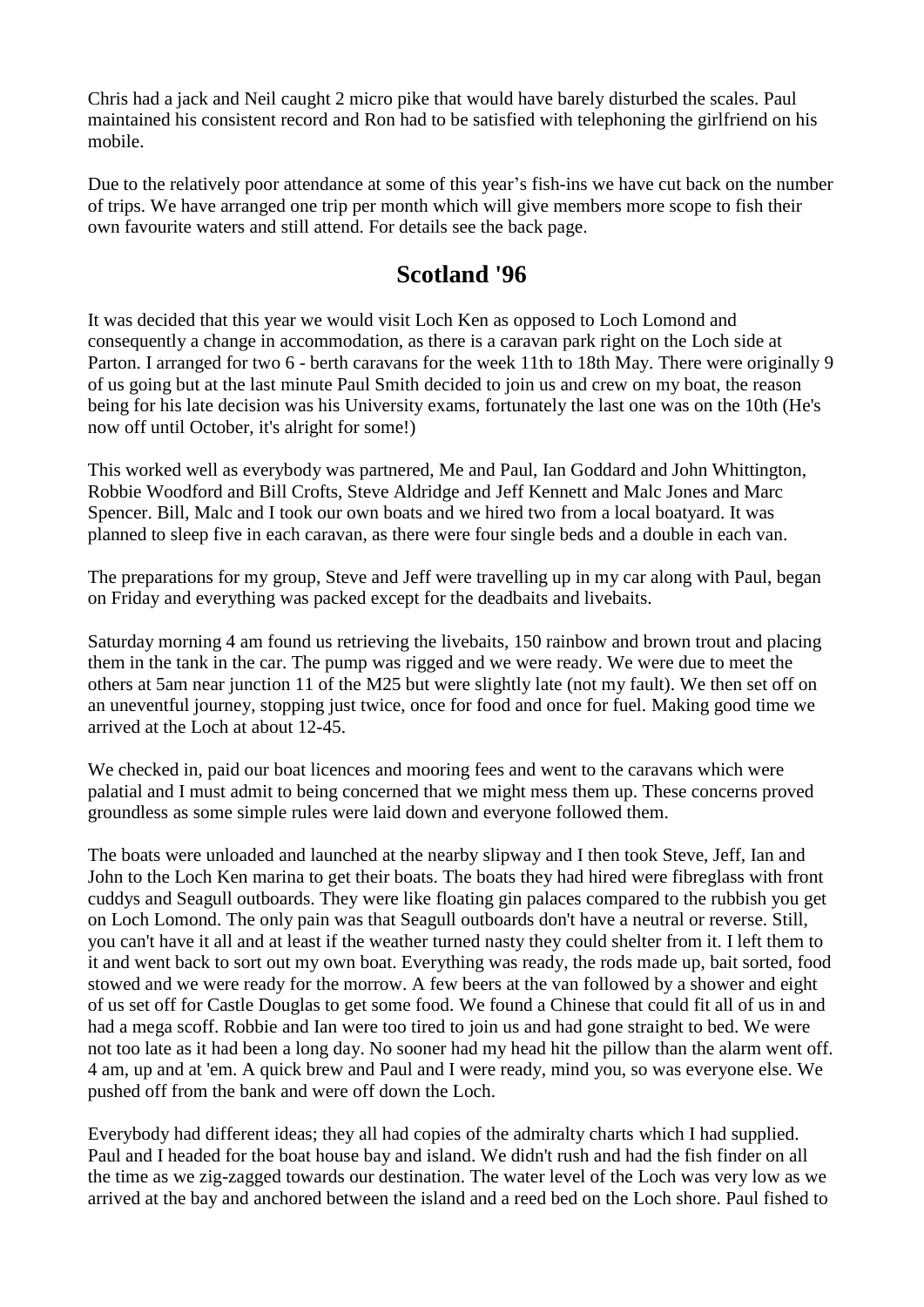Chris had a jack and Neil caught 2 micro pike that would have barely disturbed the scales. Paul maintained his consistent record and Ron had to be satisfied with telephoning the girlfriend on his mobile.

Due to the relatively poor attendance at some of this year's fish-ins we have cut back on the number of trips. We have arranged one trip per month which will give members more scope to fish their own favourite waters and still attend. For details see the back page.

## Scotland '96

It was decided that this year we would visit Loch Ken as opposed to Loch Lomond and consequently a change in accommodation, as there is a caravan park right on the Loch side at Parton. I arranged for two 6 - berth caravans for the week 11th to 18th May. There were originally 9 of us going but at the last minute Paul Smith decided to join us and crew on my boat, the reason being for his late decision was his University exams, fortunately the last one was on the 10th (He's now off until October, it's alright for some!)

This worked well as everybody was partnered, Me and Paul, Ian Goddard and John Whittington, Robbie Woodford and Bill Crofts, Steve Aldridge and Jeff Kennett and Malc Jones and Marc Spencer. Bill, Malc and I took our own boats and we hired two from a local boatyard. It was planned to sleep five in each caravan, as there were four single beds and a double in each van.

The preparations for my group, Steve and Jeff were travelling up in my car along with Paul, began on Friday and everything was packed except for the deadbaits and livebaits.

Saturday morning 4 am found us retrieving the livebaits, 150 rainbow and brown trout and placing them in the tank in the car. The pump was rigged and we were ready. We were due to meet the others at 5am near junction 11 of the M25 but were slightly late (not my fault). We then set off on an uneventful journey, stopping just twice, once for food and once for fuel. Making good time we arrived at the Loch at about 12-45.

We checked in, paid our boat licences and mooring fees and went to the caravans which were palatial and I must admit to being concerned that we might mess them up. These concerns proved groundless as some simple rules were laid down and everyone followed them.

The boats were unloaded and launched at the nearby slipway and I then took Steve, Jeff, Ian and John to the Loch Ken marina to get their boats. The boats they had hired were fibreglass with front cuddys and Seagull outboards. They were like floating gin palaces compared to the rubbish you get on Loch Lomond. The only pain was that Seagull outboards don't have a neutral or reverse. Still, you can't have it all and at least if the weather turned nasty they could shelter from it. I left them to it and went back to sort out my own boat. Everything was ready, the rods made up, bait sorted, food stowed and we were ready for the morrow. A few beers at the van followed by a shower and eight of us set off for Castle Douglas to get some food. We found a Chinese that could fit all of us in and had a mega scoff. Robbie and Ian were too tired to join us and had gone straight to bed. We were not too late as it had been a long day. No sooner had my head hit the pillow than the alarm went off. 4 am, up and at 'em. A quick brew and Paul and I were ready, mind you, so was everyone else. We pushed off from the bank and were off down the Loch.

Everybody had different ideas; they all had copies of the admiralty charts which I had supplied. Paul and I headed for the boat house bay and island. We didn't rush and had the fish finder on all the time as we zig-zagged towards our destination. The water level of the Loch was very low as we arrived at the bay and anchored between the island and a reed bed on the Loch shore. Paul fished to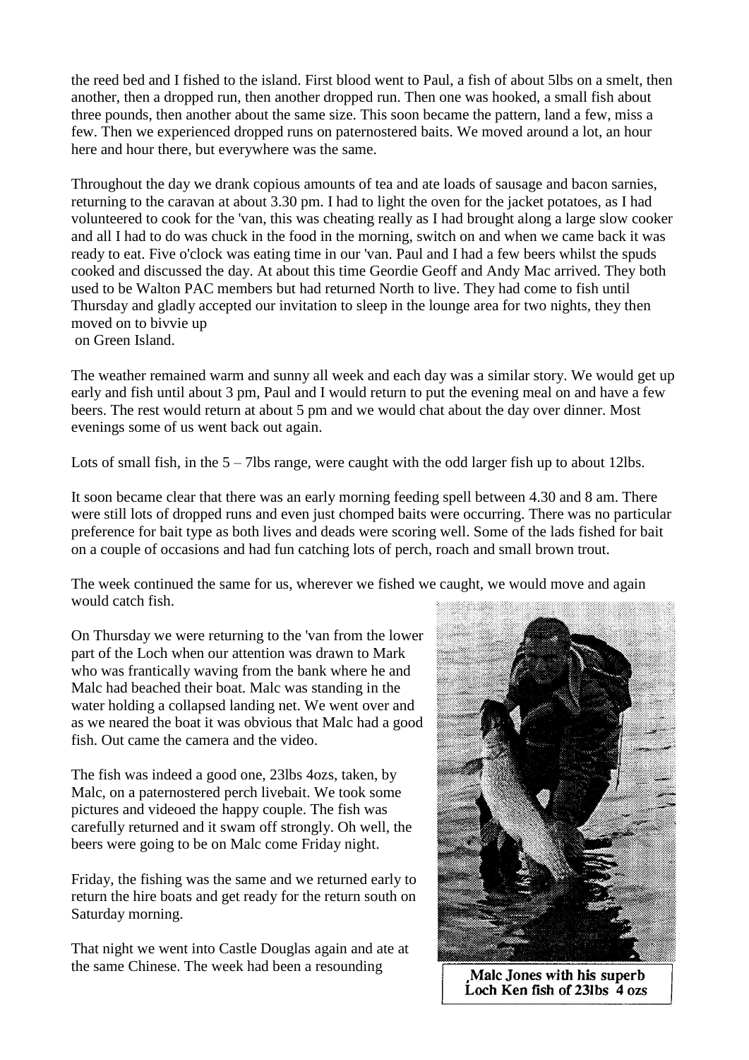the reed bed and I fished to the island. First blood went to Paul, a fish of about 5lbs on a smelt, then another, then a dropped run, then another dropped run. Then one was hooked, a small fish about three pounds, then another about the same size. This soon became the pattern, land a few, miss a few. Then we experienced dropped runs on paternostered baits. We moved around a lot, an hour here and hour there, but everywhere was the same.

Throughout the day we drank copious amounts of tea and ate loads of sausage and bacon sarnies, returning to the caravan at about 3.30 pm. I had to light the oven for the jacket potatoes, as I had volunteered to cook for the 'van, this was cheating really as I had brought along a large slow cooker and all I had to do was chuck in the food in the morning, switch on and when we came back it was ready to eat. Five o'clock was eating time in our 'van. Paul and I had a few beers whilst the spuds cooked and discussed the day. At about this time Geordie Geoff and Andy Mac arrived. They both used to be Walton PAC members but had returned North to live. They had come to fish until Thursday and gladly accepted our invitation to sleep in the lounge area for two nights, they then moved on to bivvie up on Green Island.

The weather remained warm and sunny all week and each day was a similar story. We would get up early and fish until about 3 pm, Paul and I would return to put the evening meal on and have a few beers. The rest would return at about 5 pm and we would chat about the day over dinner. Most evenings some of us went back out again.

Lots of small fish, in the 5 – 7lbs range, were caught with the odd larger fish up to about 12lbs.

It soon became clear that there was an early morning feeding spell between 4.30 and 8 am. There were still lots of dropped runs and even just chomped baits were occurring. There was no particular preference for bait type as both lives and deads were scoring well. Some of the lads fished for bait on a couple of occasions and had fun catching lots of perch, roach and small brown trout.

The week continued the same for us, wherever we fished we caught, we would move and again would catch fish.

On Thursday we were returning to the 'van from the lower part of the Loch when our attention was drawn to Mark who was frantically waving from the bank where he and Malc had beached their boat. Malc was standing in the water holding a collapsed landing net. We went over and as we neared the boat it was obvious that Malc had a good fish. Out came the camera and the video.

The fish was indeed a good one, 23lbs 4ozs, taken, by Malc, on a paternostered perch livebait. We took some pictures and videoed the happy couple. The fish was carefully returned and it swam off strongly. Oh well, the beers were going to be on Malc come Friday night.

Friday, the fishing was the same and we returned early to return the hire boats and get ready for the return south on Saturday morning.

That night we went into Castle Douglas again and ate at the same Chinese. The week had been a resounding

Malc Jones with his superb Loch Ken fish of 23lbs 4 ozs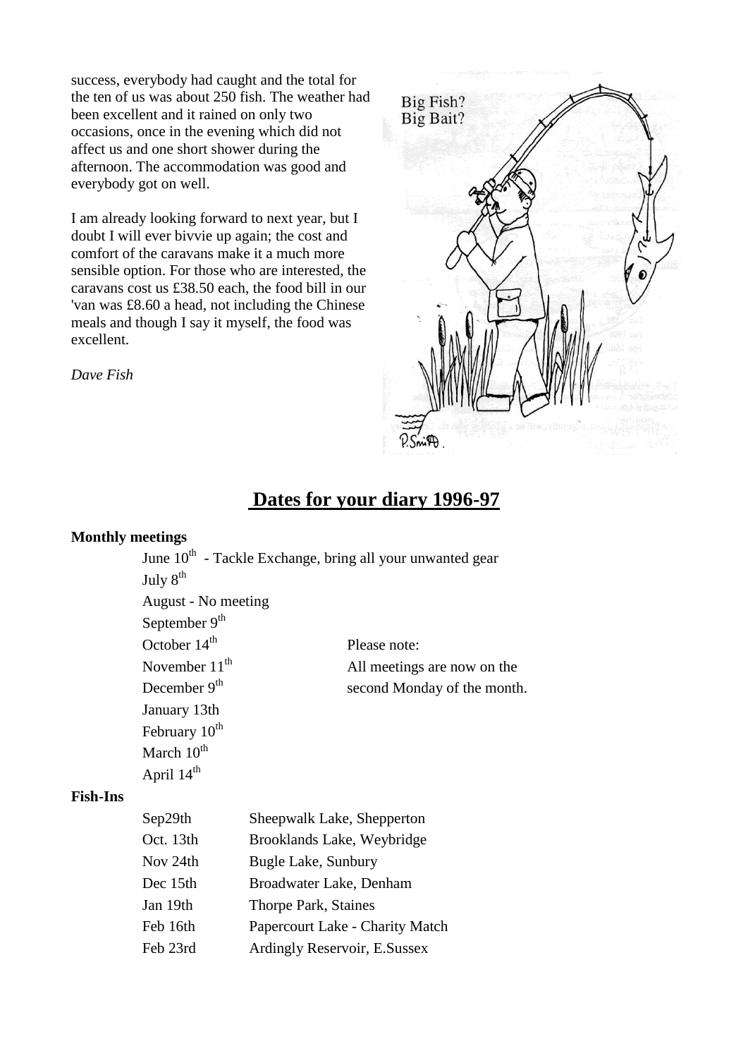success, everybody had caught and the total for the ten of us was about 250 fish. The weather had been excellent and it rained on only two occasions, once in the evening which did not affect us and one short shower during the afternoon. The accommodation was good and everybody got on well.

I am already looking forward to next year, but I doubt I will ever bivvie up again; the cost and comfort of the caravans make it a much more sensible option. For those who are interested, the caravans cost us £38.50 each, the food bill in our 'van was £8.60 a head, not including the Chinese meals and though I say it myself, the food was excellent.

*Dave Fish*

## Dates for your diary 1996-97

**Monthly meetings**

June 10th - Tackle Exchange, bring all your unwanted gear
July 8th
August - No meeting
September 9th
October 14th
November 11th
December 9th
January 13th
February 10th
March 10th
April 14th

Please note:
All meetings are now on the second Monday of the month.

**Fish-Ins**

| | |
|---|---|
| Sep29th | Sheepwalk Lake, Shepperton |
| Oct. 13th | Brooklands Lake, Weybridge |
| Nov 24th | Bugle Lake, Sunbury |
| Dec 15th | Broadwater Lake, Denham |
| Jan 19th | Thorpe Park, Staines |
| Feb 16th | Papercourt Lake - Charity Match |
| Feb 23rd | Ardingly Reservoir, E.Sussex |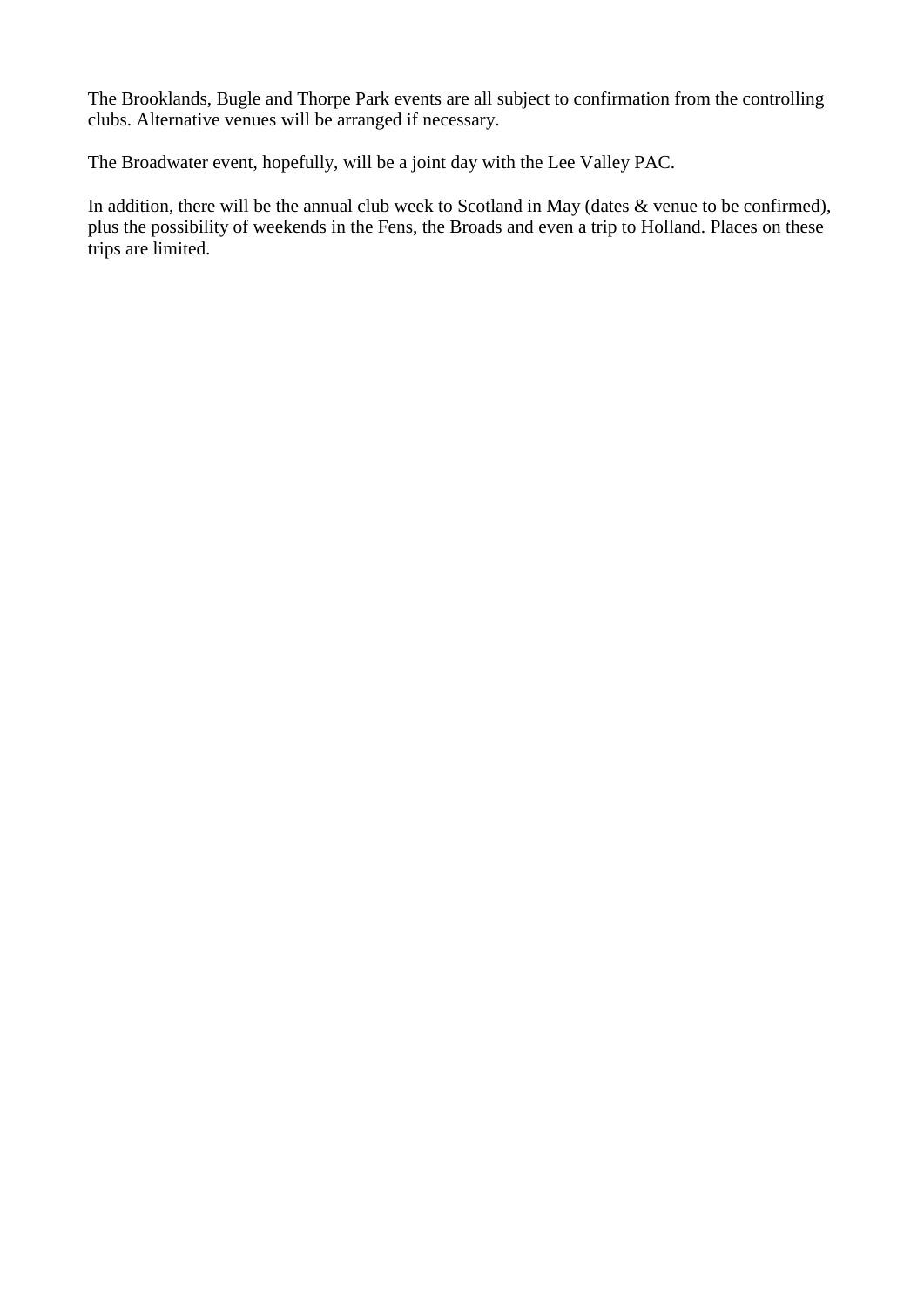The Brooklands, Bugle and Thorpe Park events are all subject to confirmation from the controlling clubs. Alternative venues will be arranged if necessary.

The Broadwater event, hopefully, will be a joint day with the Lee Valley PAC.

In addition, there will be the annual club week to Scotland in May (dates & venue to be confirmed), plus the possibility of weekends in the Fens, the Broads and even a trip to Holland. Places on these trips are limited.